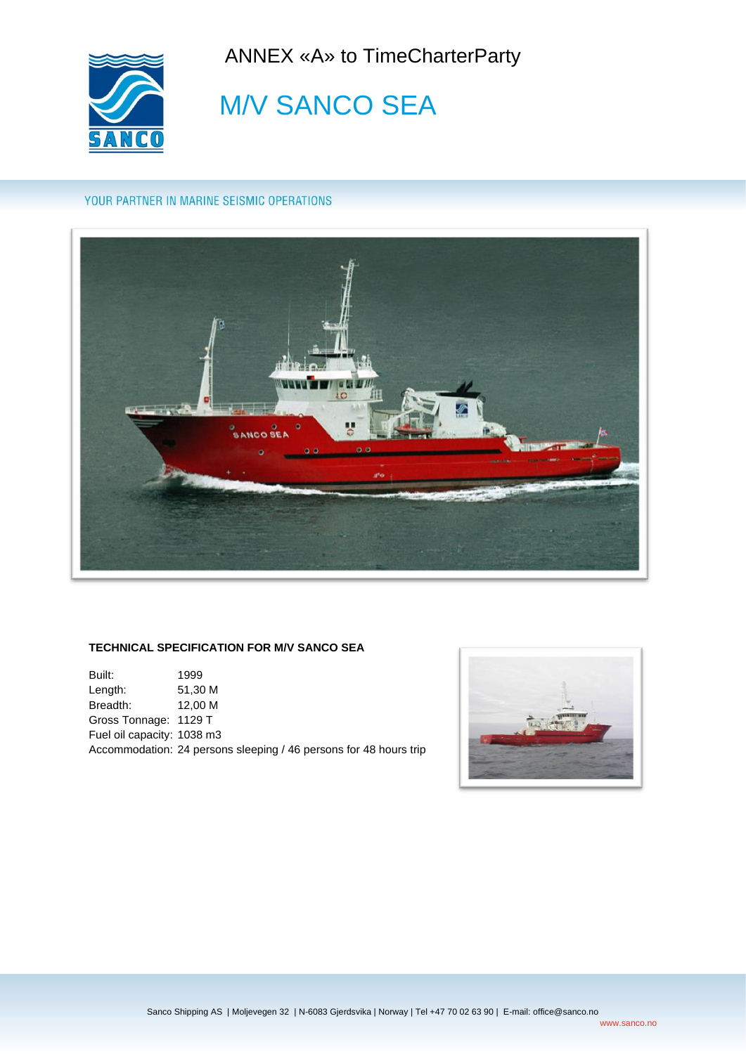# ANNEX «A» to TimeCharterParty

## M/V SANCO SEA

YOUR PARTNER IN MARINE SEISMIC OPERATIONS

### TECHNICAL SPECIFICATION FOR M/V SANCO SEA

Built: 1999
Length: 51,30 M
Breadth: 12,00 M
Gross Tonnage: 1129 T
Fuel oil capacity: 1038 m3
Accommodation: 24 persons sleeping / 46 persons for 48 hours trip

Sanco Shipping AS | Moljevegen 32 | N-6083 Gjerdsvika | Norway | Tel +47 70 02 63 90 | E-mail: office@sanco.no
www.sanco.no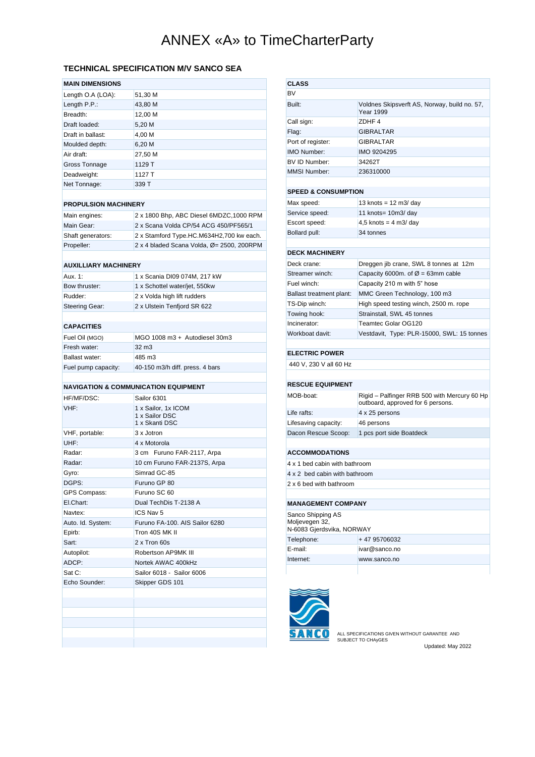# ANNEX «A» to TimeCharterParty

## TECHNICAL SPECIFICATION M/V SANCO SEA

| MAIN DIMENSIONS | |
|---|---|
| Length O.A (LOA): | 51,30 M |
| Length P.P.: | 43,80 M |
| Breadth: | 12,00 M |
| Draft loaded: | 5,20 M |
| Draft in ballast: | 4,00 M |
| Moulded depth: | 6,20 M |
| Air draft: | 27,50 M |
| Gross Tonnage | 1129 T |
| Deadweight: | 1127 T |
| Net Tonnage: | 339 T |

| PROPULSION MACHINERY | |
|---|---|
| Main engines: | 2 x 1800 Bhp, ABC Diesel 6MDZC,1000 RPM |
| Main Gear: | 2 x Scana Volda CP/54 ACG 450/PF565/1 |
| Shaft generators: | 2 x Stamford Type.HC.M634H2,700 kw each. |
| Propeller: | 2 x 4 bladed Scana Volda, Ø= 2500, 200RPM |

| AUXILLIARY MACHINERY | |
|---|---|
| Aux. 1: | 1 x Scania DI09 074M, 217 kW |
| Bow thruster: | 1 x Schottel water/jet, 550kw |
| Rudder: | 2 x Volda high lift rudders |
| Steering Gear: | 2 x Ulstein Tenfjord SR 622 |

| CAPACITIES | |
|---|---|
| Fuel Oil (MGO) | MGO 1008 m3 + Autodiesel 30m3 |
| Fresh water: | 32 m3 |
| Ballast water: | 485 m3 |
| Fuel pump capacity: | 40-150 m3/h diff. press. 4 bars |

| NAVIGATION & COMMUNICATION EQUIPMENT | |
|---|---|
| HF/MF/DSC: | Sailor 6301 |
| VHF: | 1 x Sailor, 1x ICOM<br>1 x Sailor DSC<br>1 x Skanti DSC |
| VHF, portable: | 3 x Jotron |
| UHF: | 4 x Motorola |
| Radar: | 3 cm Furuno FAR-2117, Arpa |
| Radar: | 10 cm Furuno FAR-2137S, Arpa |
| Gyro: | Simrad GC-85 |
| DGPS: | Furuno GP 80 |
| GPS Compass: | Furuno SC 60 |
| El.Chart: | Dual TechDis T-2138 A |
| Navtex: | ICS Nav 5 |
| Auto. Id. System: | Furuno FA-100. AIS Sailor 6280 |
| Epirb: | Tron 40S MK II |
| Sart: | 2 x Tron 60s |
| Autopilot: | Robertson AP9MK III |
| ADCP: | Nortek AWAC 400kHz |
| Sat C: | Sailor 6018 - Sailor 6006 |
| Echo Sounder: | Skipper GDS 101 |

| CLASS | |
|---|---|
| BV | |
| Built: | Voldnes Skipsverft AS, Norway, build no. 57, Year 1999 |
| Call sign: | ZDHF 4 |
| Flag: | GIBRALTAR |
| Port of register: | GIBRALTAR |
| IMO Number: | IMO 9204295 |
| BV ID Number: | 34262T |
| MMSI Number: | 236310000 |

| SPEED & CONSUMPTION | |
|---|---|
| Max speed: | 13 knots = 12 m3/ day |
| Service speed: | 11 knots= 10m3/ day |
| Escort speed: | 4,5 knots = 4 m3/ day |
| Bollard pull: | 34 tonnes |

| DECK MACHINERY | |
|---|---|
| Deck crane: | Dreggen jib crane, SWL 8 tonnes at 12m |
| Streamer winch: | Capacity 6000m. of Ø = 63mm cable |
| Fuel winch: | Capacity 210 m with 5" hose |
| Ballast treatment plant: | MMC Green Technology, 100 m3 |
| TS-Dip winch: | High speed testing winch, 2500 m. rope |
| Towing hook: | Strainstall, SWL 45 tonnes |
| Incinerator: | Teamtec Golar OG120 |
| Workboat davit: | Vestdavit, Type: PLR-15000, SWL: 15 tonnes |

| ELECTRIC POWER |
|---|
| 440 V, 230 V all 60 Hz |

| RESCUE EQUIPMENT | |
|---|---|
| MOB-boat: | Rigid – Palfinger RRB 500 with Mercury 60 Hp outboard, approved for 6 persons. |
| Life rafts: | 4 x 25 persons |
| Lifesaving capacity: | 46 persons |
| Dacon Rescue Scoop: | 1 pcs port side Boatdeck |

| ACCOMMODATIONS |
|---|
| 4 x 1 bed cabin with bathroom |
| 4 x 2 bed cabin with bathroom |
| 2 x 6 bed with bathroom |

| MANAGEMENT COMPANY | |
|---|---|
| Sanco Shipping AS<br>Moljevegen 32,<br>N-6083 Gjerdsvika, NORWAY | |
| Telephone: | + 47 95706032 |
| E-mail: | ivar@sanco.no |
| Internet: | www.sanco.no |

SANCO

ALL SPECIFICATIONS GIVEN WITHOUT GARANTEE AND SUBJECT TO CHAyGES

Updated: May 2022